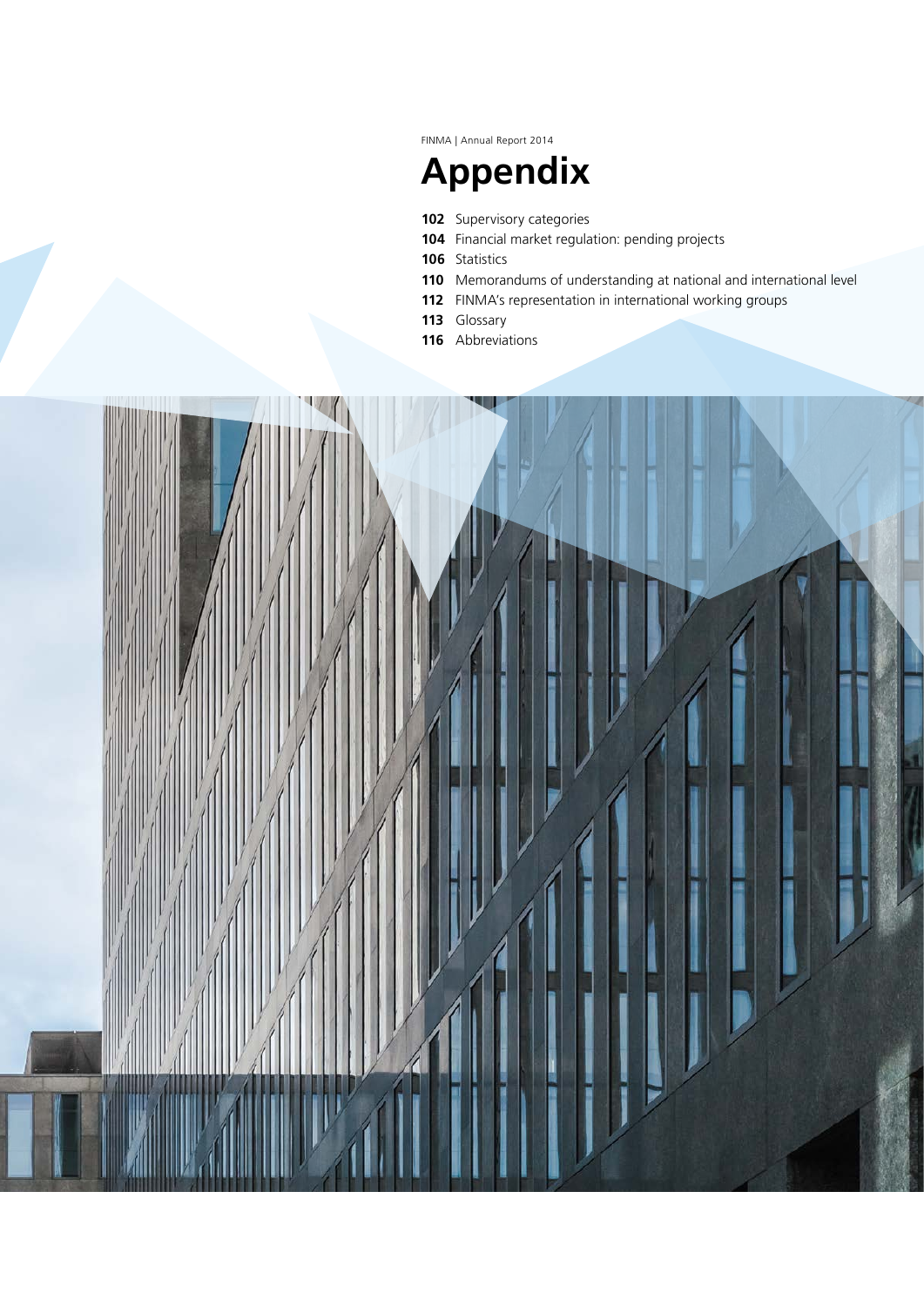FINMA | Annual Report 2014

# Appendix

**102** Supervisory categories
**104** Financial market regulation: pending projects
**106** Statistics
**110** Memorandums of understanding at national and international level
**112** FINMA's representation in international working groups
**113** Glossary
**116** Abbreviations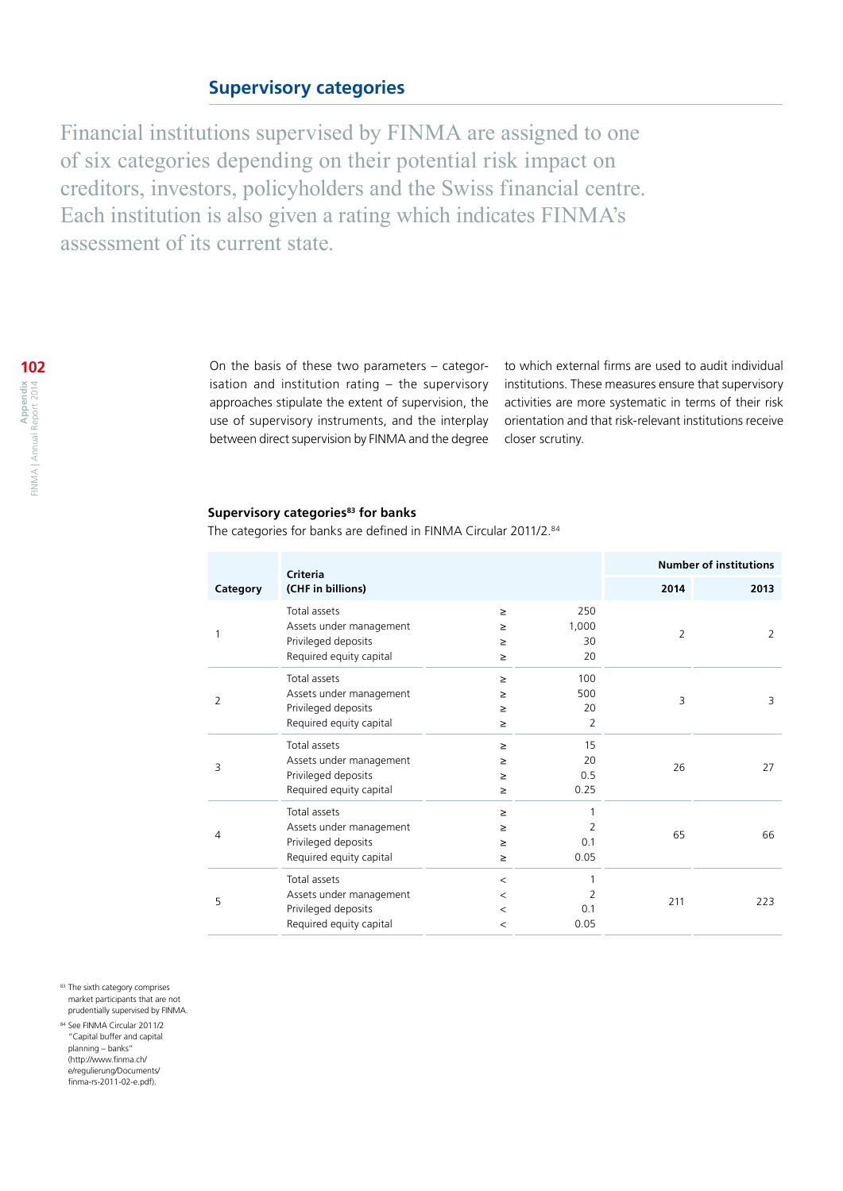## Supervisory categories

Financial institutions supervised by FINMA are assigned to one of six categories depending on their potential risk impact on creditors, investors, policyholders and the Swiss financial centre. Each institution is also given a rating which indicates FINMA's assessment of its current state.

On the basis of these two parameters – categorisation and institution rating – the supervisory approaches stipulate the extent of supervision, the use of supervisory instruments, and the interplay between direct supervision by FINMA and the degree to which external firms are used to audit individual institutions. These measures ensure that supervisory activities are more systematic in terms of their risk orientation and that risk-relevant institutions receive closer scrutiny.

**Supervisory categories[83] for banks**

The categories for banks are defined in FINMA Circular 2011/2.[84]

| Category | Criteria (CHF in billions) | | | Number of institutions | |
|---|---|---|---|---|---|
| | | | | 2014 | 2013 |
| 1 | Total assets | ≥ | 250 | 2 | 2 |
| | Assets under management | ≥ | 1,000 | | |
| | Privileged deposits | ≥ | 30 | | |
| | Required equity capital | ≥ | 20 | | |
| 2 | Total assets | ≥ | 100 | 3 | 3 |
| | Assets under management | ≥ | 500 | | |
| | Privileged deposits | ≥ | 20 | | |
| | Required equity capital | ≥ | 2 | | |
| 3 | Total assets | ≥ | 15 | 26 | 27 |
| | Assets under management | ≥ | 20 | | |
| | Privileged deposits | ≥ | 0.5 | | |
| | Required equity capital | ≥ | 0.25 | | |
| 4 | Total assets | ≥ | 1 | 65 | 66 |
| | Assets under management | ≥ | 2 | | |
| | Privileged deposits | ≥ | 0.1 | | |
| | Required equity capital | ≥ | 0.05 | | |
| 5 | Total assets | < | 1 | 211 | 223 |
| | Assets under management | < | 2 | | |
| | Privileged deposits | < | 0.1 | | |
| | Required equity capital | < | 0.05 | | |

[83] The sixth category comprises market participants that are not prudentially supervised by FINMA.

[84] See FINMA Circular 2011/2 "Capital buffer and capital planning – banks" (http://www.finma.ch/e/regulierung/Documents/finma-rs-2011-02-e.pdf).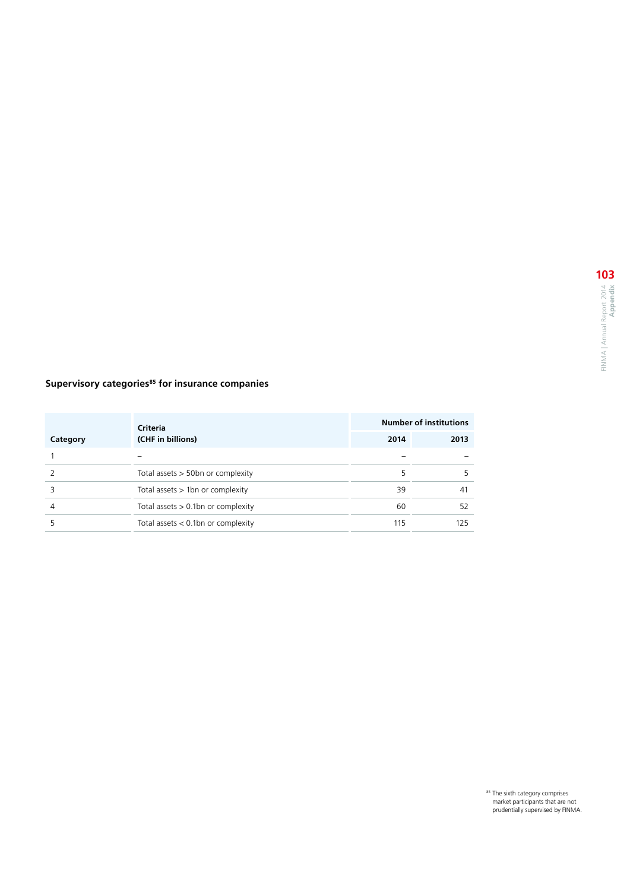### Supervisory categories[85] for insurance companies

| Category | Criteria (CHF in billions) | Number of institutions | |
|---|---|---|---|
| | | 2014 | 2013 |
| 1 | – | – | – |
| 2 | Total assets > 50bn or complexity | 5 | 5 |
| 3 | Total assets > 1bn or complexity | 39 | 41 |
| 4 | Total assets > 0.1bn or complexity | 60 | 52 |
| 5 | Total assets < 0.1bn or complexity | 115 | 125 |

[85] The sixth category comprises market participants that are not prudentially supervised by FINMA.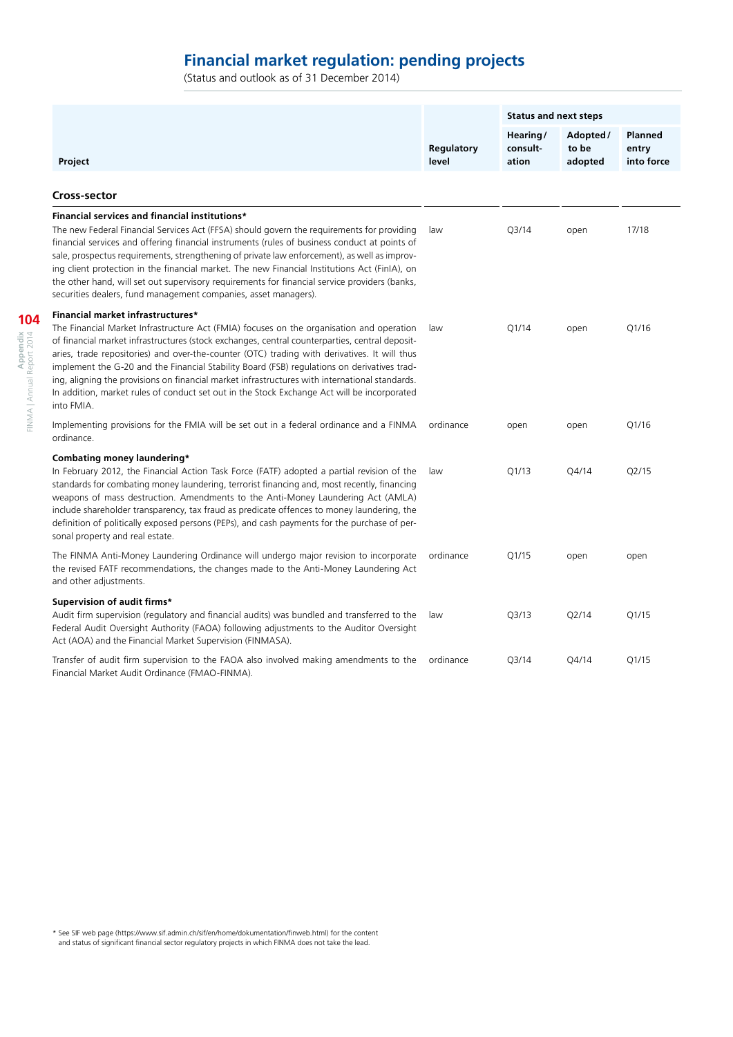# Financial market regulation: pending projects

(Status and outlook as of 31 December 2014)

| Project | Regulatory level | Status and next steps | | |
|---|---|---|---|---|
| | | Hearing/ consult-ation | Adopted/ to be adopted | Planned entry into force |
| **Cross-sector** | | | | |
| **Financial services and financial institutions*** The new Federal Financial Services Act (FFSA) should govern the requirements for providing financial services and offering financial instruments (rules of business conduct at points of sale, prospectus requirements, strengthening of private law enforcement), as well as improving client protection in the financial market. The new Financial Institutions Act (FinIA), on the other hand, will set out supervisory requirements for financial service providers (banks, securities dealers, fund management companies, asset managers). | law | Q3/14 | open | 17/18 |
| **Financial market infrastructures*** The Financial Market Infrastructure Act (FMIA) focuses on the organisation and operation of financial market infrastructures (stock exchanges, central counterparties, central depositaries, trade repositories) and over-the-counter (OTC) trading with derivatives. It will thus implement the G-20 and the Financial Stability Board (FSB) regulations on derivatives trading, aligning the provisions on financial market infrastructures with international standards. In addition, market rules of conduct set out in the Stock Exchange Act will be incorporated into FMIA. | law | Q1/14 | open | Q1/16 |
| Implementing provisions for the FMIA will be set out in a federal ordinance and a FINMA ordinance. | ordinance | open | open | Q1/16 |
| **Combating money laundering*** In February 2012, the Financial Action Task Force (FATF) adopted a partial revision of the standards for combating money laundering, terrorist financing and, most recently, financing weapons of mass destruction. Amendments to the Anti-Money Laundering Act (AMLA) include shareholder transparency, tax fraud as predicate offences to money laundering, the definition of politically exposed persons (PEPs), and cash payments for the purchase of personal property and real estate. | law | Q1/13 | Q4/14 | Q2/15 |
| The FINMA Anti-Money Laundering Ordinance will undergo major revision to incorporate the revised FATF recommendations, the changes made to the Anti-Money Laundering Act and other adjustments. | ordinance | Q1/15 | open | open |
| **Supervision of audit firms*** Audit firm supervision (regulatory and financial audits) was bundled and transferred to the Federal Audit Oversight Authority (FAOA) following adjustments to the Auditor Oversight Act (AOA) and the Financial Market Supervision (FINMASA). | law | Q3/13 | Q2/14 | Q1/15 |
| Transfer of audit firm supervision to the FAOA also involved making amendments to the Financial Market Audit Ordinance (FMAO-FINMA). | ordinance | Q3/14 | Q4/14 | Q1/15 |

* See SIF web page (https://www.sif.admin.ch/sif/en/home/dokumentation/finweb.html) for the content and status of significant financial sector regulatory projects in which FINMA does not take the lead.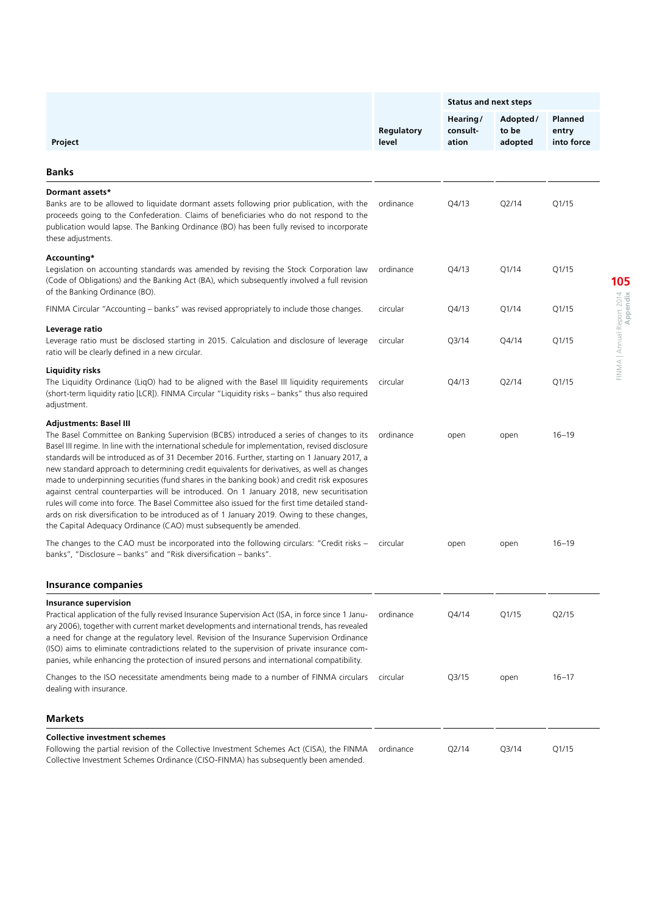| Project | Regulatory level | Status and next steps | | |
|---|---|---|---|---|
| | | Hearing/ consult- ation | Adopted/ to be adopted | Planned entry into force |
| **Banks** | | | | |
| **Dormant assets*** Banks are to be allowed to liquidate dormant assets following prior publication, with the proceeds going to the Confederation. Claims of beneficiaries who do not respond to the publication would lapse. The Banking Ordinance (BO) has been fully revised to incorporate these adjustments. | ordinance | Q4/13 | Q2/14 | Q1/15 |
| **Accounting*** Legislation on accounting standards was amended by revising the Stock Corporation law (Code of Obligations) and the Banking Act (BA), which subsequently involved a full revision of the Banking Ordinance (BO). | ordinance | Q4/13 | Q1/14 | Q1/15 |
| FINMA Circular "Accounting – banks" was revised appropriately to include those changes. | circular | Q4/13 | Q1/14 | Q1/15 |
| **Leverage ratio** Leverage ratio must be disclosed starting in 2015. Calculation and disclosure of leverage ratio will be clearly defined in a new circular. | circular | Q3/14 | Q4/14 | Q1/15 |
| **Liquidity risks** The Liquidity Ordinance (LiqO) had to be aligned with the Basel III liquidity requirements (short-term liquidity ratio [LCR]). FINMA Circular "Liquidity risks – banks" thus also required adjustment. | circular | Q4/13 | Q2/14 | Q1/15 |
| **Adjustments: Basel III** The Basel Committee on Banking Supervision (BCBS) introduced a series of changes to its Basel III regime. In line with the international schedule for implementation, revised disclosure standards will be introduced as of 31 December 2016. Further, starting on 1 January 2017, a new standard approach to determining credit equivalents for derivatives, as well as changes made to underpinning securities (fund shares in the banking book) and credit risk exposures against central counterparties will be introduced. On 1 January 2018, new securitisation rules will come into force. The Basel Committee also issued for the first time detailed standards on risk diversification to be introduced as of 1 January 2019. Owing to these changes, the Capital Adequacy Ordinance (CAO) must subsequently be amended. | ordinance | open | open | 16–19 |
| The changes to the CAO must be incorporated into the following circulars: "Credit risks – banks", "Disclosure – banks" and "Risk diversification – banks". | circular | open | open | 16–19 |
| **Insurance companies** | | | | |
| **Insurance supervision** Practical application of the fully revised Insurance Supervision Act (ISA, in force since 1 January 2006), together with current market developments and international trends, has revealed a need for change at the regulatory level. Revision of the Insurance Supervision Ordinance (ISO) aims to eliminate contradictions related to the supervision of private insurance companies, while enhancing the protection of insured persons and international compatibility. | ordinance | Q4/14 | Q1/15 | Q2/15 |
| Changes to the ISO necessitate amendments being made to a number of FINMA circulars dealing with insurance. | circular | Q3/15 | open | 16–17 |
| **Markets** | | | | |
| **Collective investment schemes** Following the partial revision of the Collective Investment Schemes Act (CISA), the FINMA Collective Investment Schemes Ordinance (CISO-FINMA) has subsequently been amended. | ordinance | Q2/14 | Q3/14 | Q1/15 |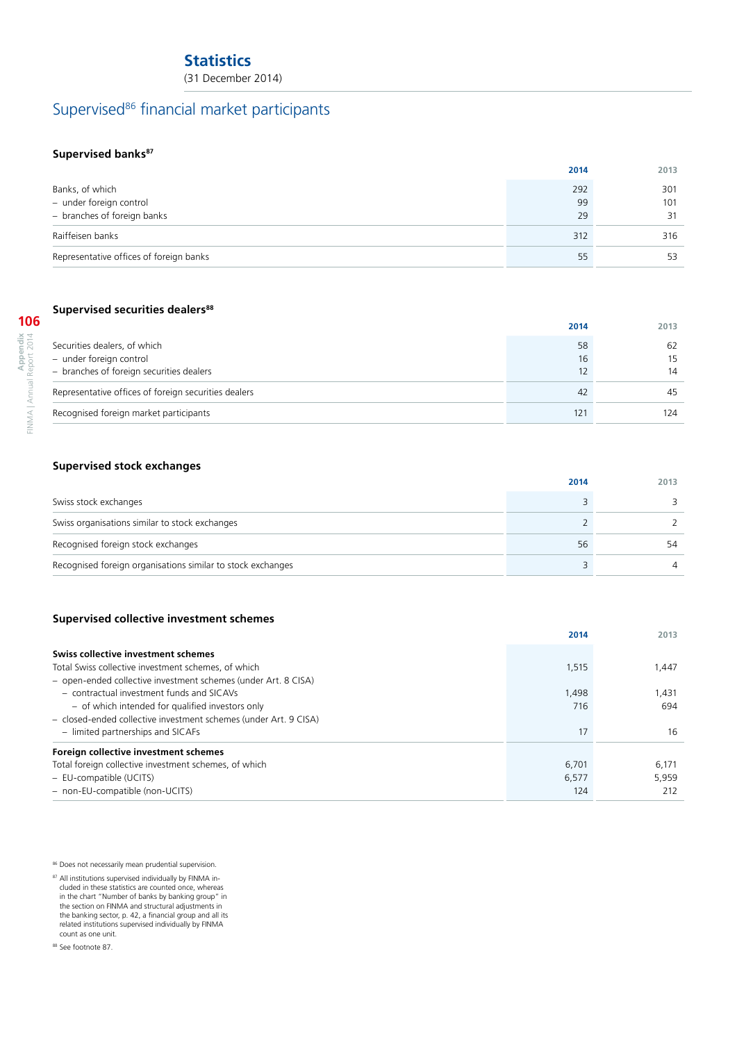# Statistics

(31 December 2014)

## Supervised[86] financial market participants

### Supervised banks[87]

| | 2014 | 2013 |
|---|---|---|
| Banks, of which | 292 | 301 |
| – under foreign control | 99 | 101 |
| – branches of foreign banks | 29 | 31 |
| Raiffeisen banks | 312 | 316 |
| Representative offices of foreign banks | 55 | 53 |

### Supervised securities dealers[88]

| | 2014 | 2013 |
|---|---|---|
| Securities dealers, of which | 58 | 62 |
| – under foreign control | 16 | 15 |
| – branches of foreign securities dealers | 12 | 14 |
| Representative offices of foreign securities dealers | 42 | 45 |
| Recognised foreign market participants | 121 | 124 |

### Supervised stock exchanges

| | 2014 | 2013 |
|---|---|---|
| Swiss stock exchanges | 3 | 3 |
| Swiss organisations similar to stock exchanges | 2 | 2 |
| Recognised foreign stock exchanges | 56 | 54 |
| Recognised foreign organisations similar to stock exchanges | 3 | 4 |

### Supervised collective investment schemes

| | 2014 | 2013 |
|---|---|---|
| **Swiss collective investment schemes** | | |
| Total Swiss collective investment schemes, of which | 1,515 | 1,447 |
| – open-ended collective investment schemes (under Art. 8 CISA) | | |
| – contractual investment funds and SICAVs | 1,498 | 1,431 |
| – of which intended for qualified investors only | 716 | 694 |
| – closed-ended collective investment schemes (under Art. 9 CISA) | | |
| – limited partnerships and SICAFs | 17 | 16 |
| **Foreign collective investment schemes** | | |
| Total foreign collective investment schemes, of which | 6,701 | 6,171 |
| – EU-compatible (UCITS) | 6,577 | 5,959 |
| – non-EU-compatible (non-UCITS) | 124 | 212 |

[86] Does not necessarily mean prudential supervision.

[87] All institutions supervised individually by FINMA included in these statistics are counted once, whereas in the chart "Number of banks by banking group" in the section on FINMA and structural adjustments in the banking sector, p. 42, a financial group and all its related institutions supervised individually by FINMA count as one unit.

[88] See footnote 87.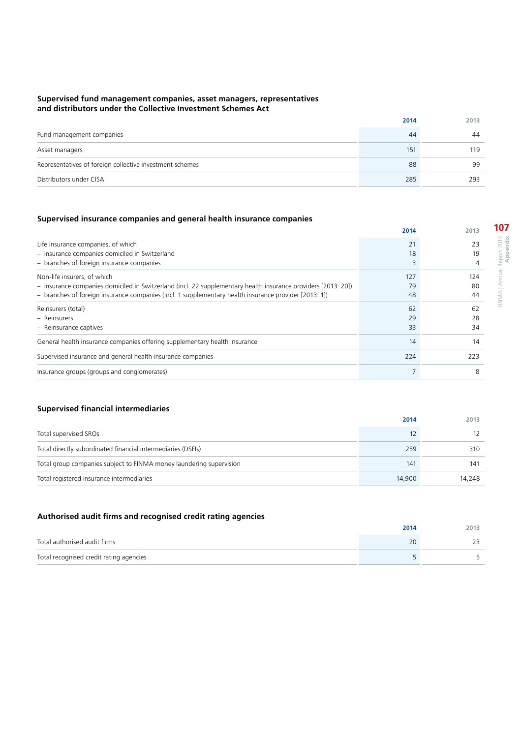### Supervised fund management companies, asset managers, representatives and distributors under the Collective Investment Schemes Act

| | 2014 | 2013 |
|---|---|---|
| Fund management companies | 44 | 44 |
| Asset managers | 151 | 119 |
| Representatives of foreign collective investment schemes | 88 | 99 |
| Distributors under CISA | 285 | 293 |

### Supervised insurance companies and general health insurance companies

| | 2014 | 2013 |
|---|---|---|
| Life insurance companies, of which | 21 | 23 |
| – insurance companies domiciled in Switzerland | 18 | 19 |
| – branches of foreign insurance companies | 3 | 4 |
| Non-life insurers, of which | 127 | 124 |
| – insurance companies domiciled in Switzerland (incl. 22 supplementary health insurance providers [2013: 20]) | 79 | 80 |
| – branches of foreign insurance companies (incl. 1 supplementary health insurance provider [2013: 1]) | 48 | 44 |
| Reinsurers (total) | 62 | 62 |
| – Reinsurers | 29 | 28 |
| – Reinsurance captives | 33 | 34 |
| General health insurance companies offering supplementary health insurance | 14 | 14 |
| Supervised insurance and general health insurance companies | 224 | 223 |
| Insurance groups (groups and conglomerates) | 7 | 8 |

### Supervised financial intermediaries

| | 2014 | 2013 |
|---|---|---|
| Total supervised SROs | 12 | 12 |
| Total directly subordinated financial intermediaries (DSFIs) | 259 | 310 |
| Total group companies subject to FINMA money laundering supervision | 141 | 141 |
| Total registered insurance intermediaries | 14,900 | 14,248 |

### Authorised audit firms and recognised credit rating agencies

| | 2014 | 2013 |
|---|---|---|
| Total authorised audit firms | 20 | 23 |
| Total recognised credit rating agencies | 5 | 5 |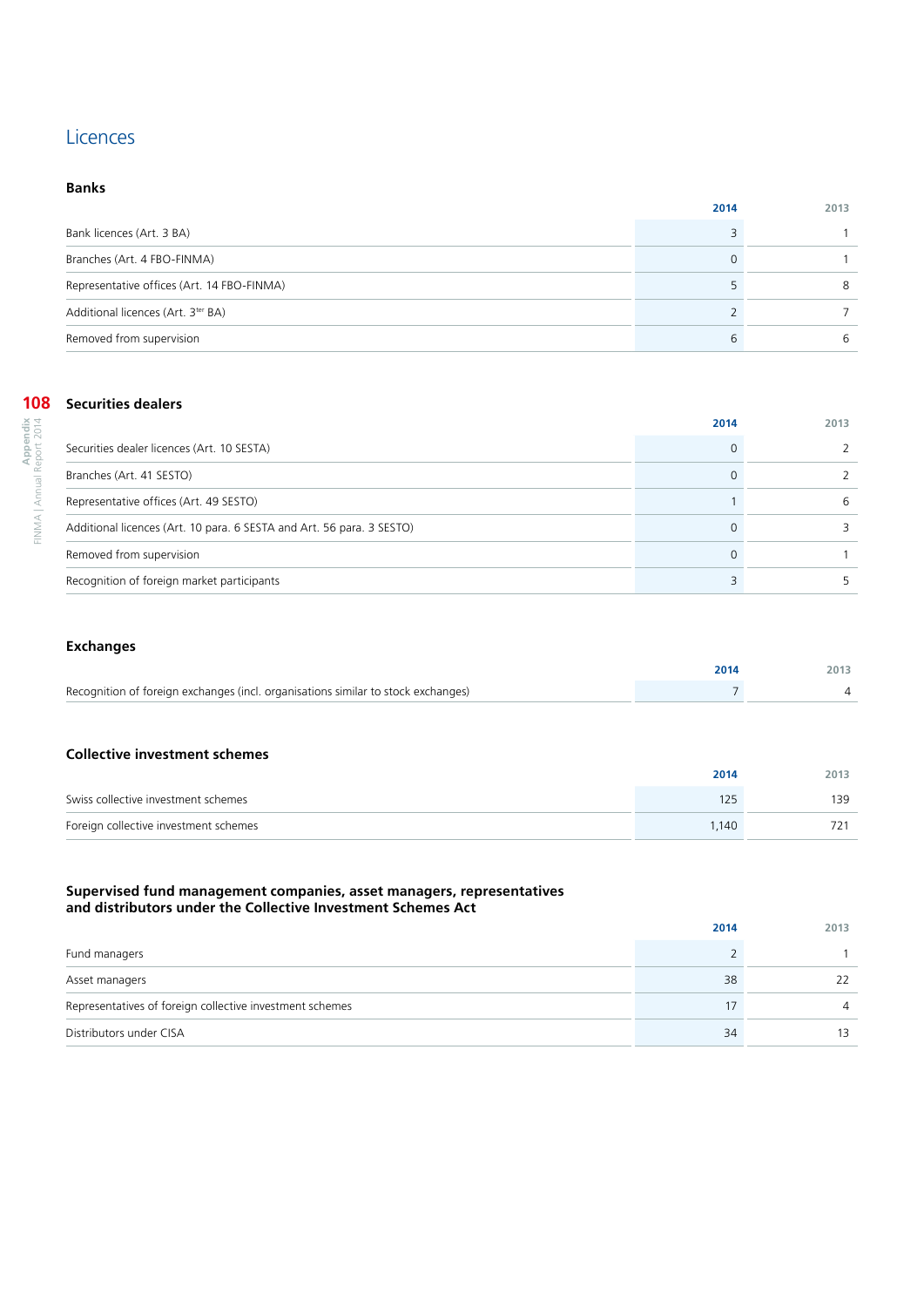## Licences

### Banks

| | 2014 | 2013 |
|---|---|---|
| Bank licences (Art. 3 BA) | 3 | 1 |
| Branches (Art. 4 FBO-FINMA) | 0 | 1 |
| Representative offices (Art. 14 FBO-FINMA) | 5 | 8 |
| Additional licences (Art. 3ter BA) | 2 | 7 |
| Removed from supervision | 6 | 6 |

### Securities dealers

| | 2014 | 2013 |
|---|---|---|
| Securities dealer licences (Art. 10 SESTA) | 0 | 2 |
| Branches (Art. 41 SESTO) | 0 | 2 |
| Representative offices (Art. 49 SESTO) | 1 | 6 |
| Additional licences (Art. 10 para. 6 SESTA and Art. 56 para. 3 SESTO) | 0 | 3 |
| Removed from supervision | 0 | 1 |
| Recognition of foreign market participants | 3 | 5 |

### Exchanges

| | 2014 | 2013 |
|---|---|---|
| Recognition of foreign exchanges (incl. organisations similar to stock exchanges) | 7 | 4 |

### Collective investment schemes

| | 2014 | 2013 |
|---|---|---|
| Swiss collective investment schemes | 125 | 139 |
| Foreign collective investment schemes | 1,140 | 721 |

### Supervised fund management companies, asset managers, representatives and distributors under the Collective Investment Schemes Act

| | 2014 | 2013 |
|---|---|---|
| Fund managers | 2 | 1 |
| Asset managers | 38 | 22 |
| Representatives of foreign collective investment schemes | 17 | 4 |
| Distributors under CISA | 34 | 13 |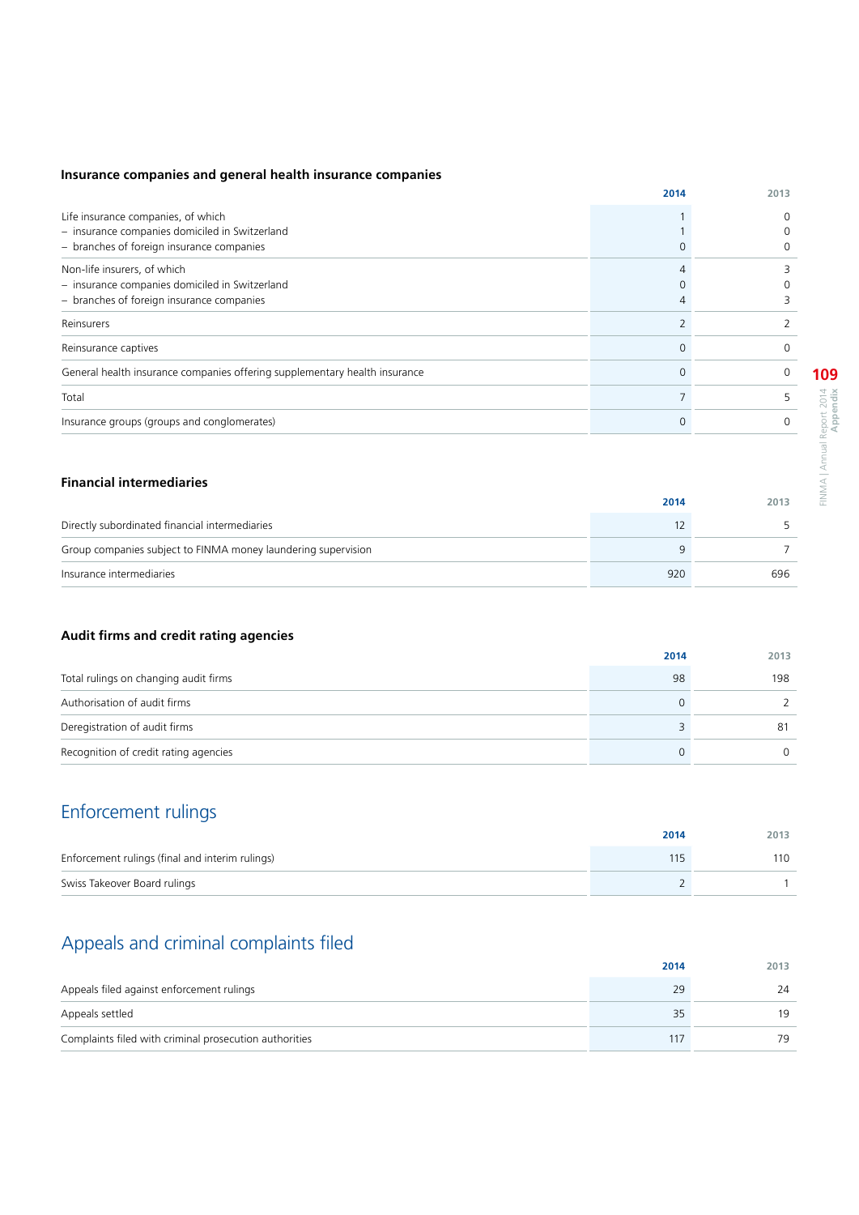### Insurance companies and general health insurance companies

| | 2014 | 2013 |
|---|---|---|
| Life insurance companies, of which | 1 | 0 |
| – insurance companies domiciled in Switzerland | 1 | 0 |
| – branches of foreign insurance companies | 0 | 0 |
| Non-life insurers, of which | 4 | 3 |
| – insurance companies domiciled in Switzerland | 0 | 0 |
| – branches of foreign insurance companies | 4 | 3 |
| Reinsurers | 2 | 2 |
| Reinsurance captives | 0 | 0 |
| General health insurance companies offering supplementary health insurance | 0 | 0 |
| Total | 7 | 5 |
| Insurance groups (groups and conglomerates) | 0 | 0 |

### Financial intermediaries

| | 2014 | 2013 |
|---|---|---|
| Directly subordinated financial intermediaries | 12 | 5 |
| Group companies subject to FINMA money laundering supervision | 9 | 7 |
| Insurance intermediaries | 920 | 696 |

### Audit firms and credit rating agencies

| | 2014 | 2013 |
|---|---|---|
| Total rulings on changing audit firms | 98 | 198 |
| Authorisation of audit firms | 0 | 2 |
| Deregistration of audit firms | 3 | 81 |
| Recognition of credit rating agencies | 0 | 0 |

## Enforcement rulings

| | 2014 | 2013 |
|---|---|---|
| Enforcement rulings (final and interim rulings) | 115 | 110 |
| Swiss Takeover Board rulings | 2 | 1 |

## Appeals and criminal complaints filed

| | 2014 | 2013 |
|---|---|---|
| Appeals filed against enforcement rulings | 29 | 24 |
| Appeals settled | 35 | 19 |
| Complaints filed with criminal prosecution authorities | 117 | 79 |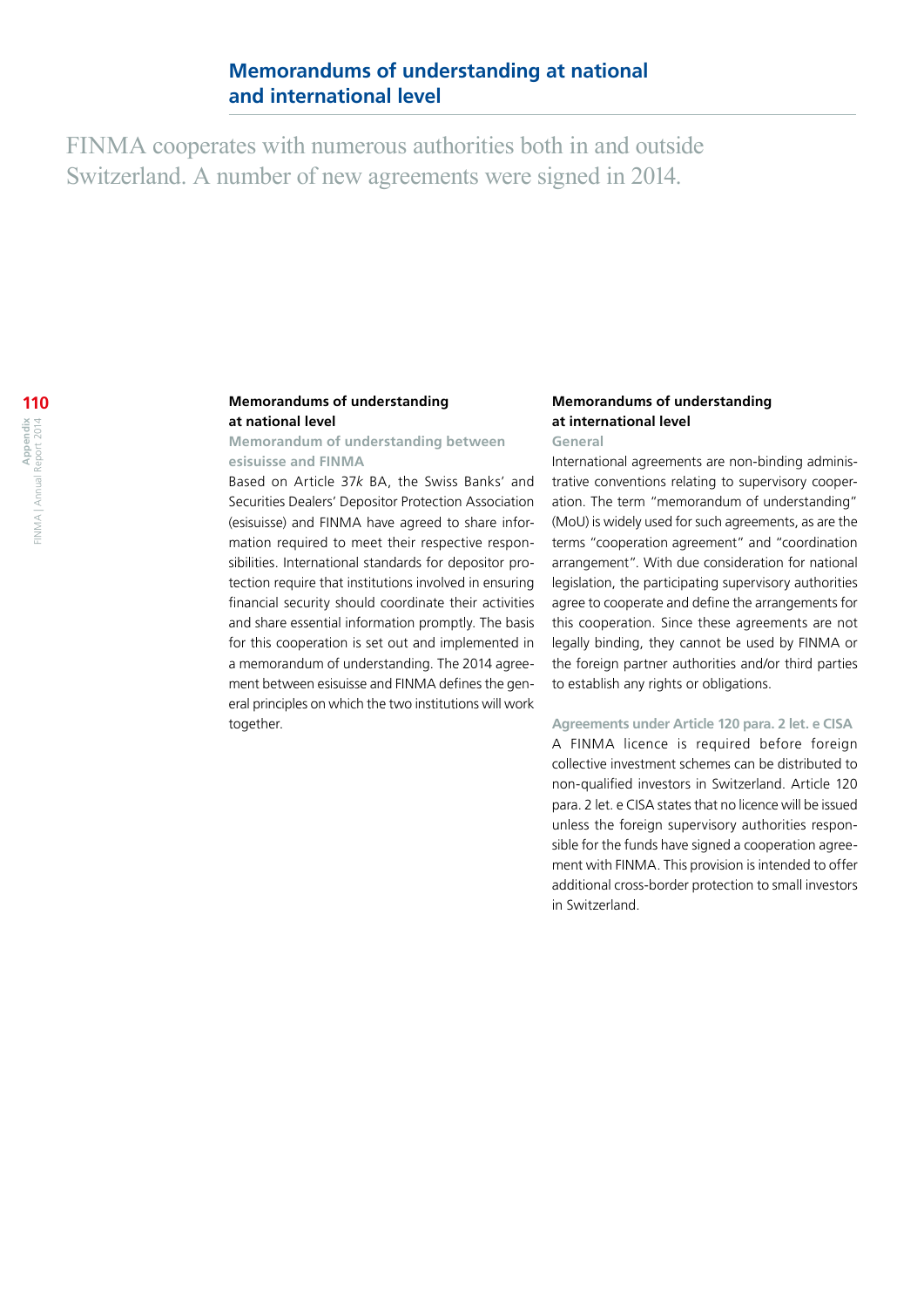## Memorandums of understanding at national and international level

FINMA cooperates with numerous authorities both in and outside Switzerland. A number of new agreements were signed in 2014.

### Memorandums of understanding at national level

#### Memorandum of understanding between esisuisse and FINMA

Based on Article 37*k* BA, the Swiss Banks' and Securities Dealers' Depositor Protection Association (esisuisse) and FINMA have agreed to share information required to meet their respective responsibilities. International standards for depositor protection require that institutions involved in ensuring financial security should coordinate their activities and share essential information promptly. The basis for this cooperation is set out and implemented in a memorandum of understanding. The 2014 agreement between esisuisse and FINMA defines the general principles on which the two institutions will work together.

### Memorandums of understanding at international level

#### General

International agreements are non-binding administrative conventions relating to supervisory cooperation. The term "memorandum of understanding" (MoU) is widely used for such agreements, as are the terms "cooperation agreement" and "coordination arrangement". With due consideration for national legislation, the participating supervisory authorities agree to cooperate and define the arrangements for this cooperation. Since these agreements are not legally binding, they cannot be used by FINMA or the foreign partner authorities and/or third parties to establish any rights or obligations.

#### Agreements under Article 120 para. 2 let. e CISA

A FINMA licence is required before foreign collective investment schemes can be distributed to non-qualified investors in Switzerland. Article 120 para. 2 let. e CISA states that no licence will be issued unless the foreign supervisory authorities responsible for the funds have signed a cooperation agreement with FINMA. This provision is intended to offer additional cross-border protection to small investors in Switzerland.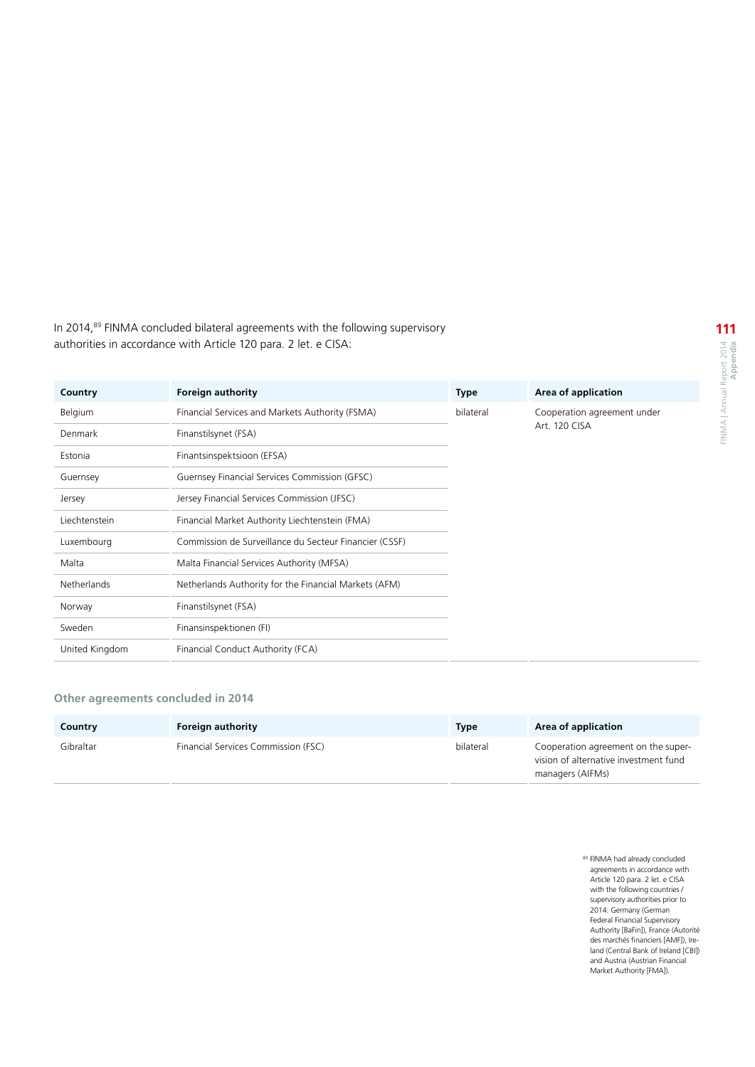In 2014,[89] FINMA concluded bilateral agreements with the following supervisory authorities in accordance with Article 120 para. 2 let. e CISA:

| Country | Foreign authority | Type | Area of application |
|---|---|---|---|
| Belgium | Financial Services and Markets Authority (FSMA) | bilateral | Cooperation agreement under Art. 120 CISA |
| Denmark | Finanstilsynet (FSA) | | |
| Estonia | Finantsinspektsioon (EFSA) | | |
| Guernsey | Guernsey Financial Services Commission (GFSC) | | |
| Jersey | Jersey Financial Services Commission (JFSC) | | |
| Liechtenstein | Financial Market Authority Liechtenstein (FMA) | | |
| Luxembourg | Commission de Surveillance du Secteur Financier (CSSF) | | |
| Malta | Malta Financial Services Authority (MFSA) | | |
| Netherlands | Netherlands Authority for the Financial Markets (AFM) | | |
| Norway | Finanstilsynet (FSA) | | |
| Sweden | Finansinspektionen (FI) | | |
| United Kingdom | Financial Conduct Authority (FCA) | | |

### Other agreements concluded in 2014

| Country | Foreign authority | Type | Area of application |
|---|---|---|---|
| Gibraltar | Financial Services Commission (FSC) | bilateral | Cooperation agreement on the supervision of alternative investment fund managers (AIFMs) |

[89] FINMA had already concluded agreements in accordance with Article 120 para. 2 let. e CISA with the following countries / supervisory authorities prior to 2014: Germany (German Federal Financial Supervisory Authority [BaFin]), France (Autorité des marchés financiers [AMF]), Ireland (Central Bank of Ireland [CBI]) and Austria (Austrian Financial Market Authority [FMA]).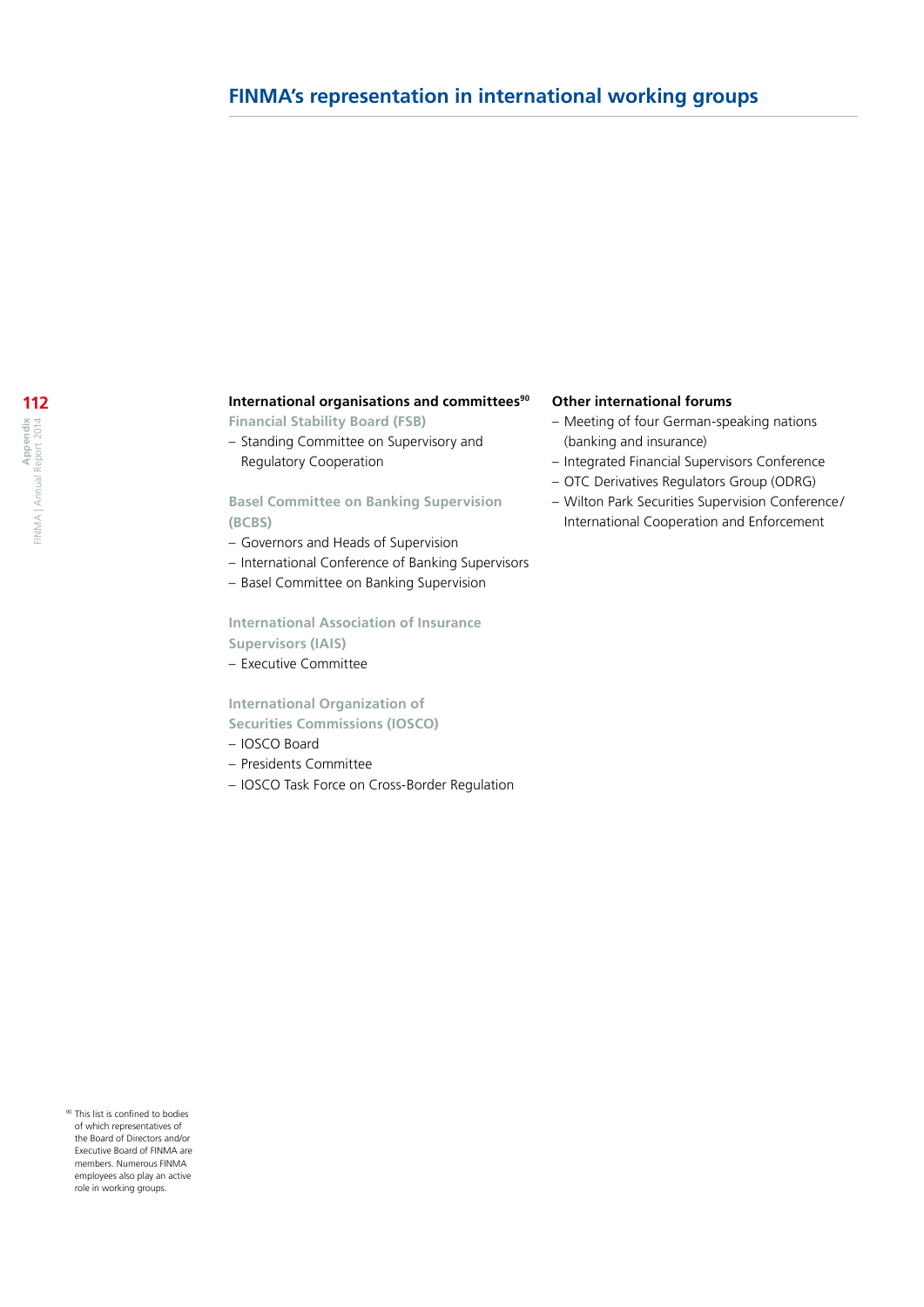# FINMA's representation in international working groups

## International organisations and committees[90]

### Financial Stability Board (FSB)

- Standing Committee on Supervisory and Regulatory Cooperation

### Basel Committee on Banking Supervision (BCBS)

- Governors and Heads of Supervision
- International Conference of Banking Supervisors
- Basel Committee on Banking Supervision

### International Association of Insurance Supervisors (IAIS)

- Executive Committee

### International Organization of Securities Commissions (IOSCO)

- IOSCO Board
- Presidents Committee
- IOSCO Task Force on Cross-Border Regulation

## Other international forums

- Meeting of four German-speaking nations (banking and insurance)
- Integrated Financial Supervisors Conference
- OTC Derivatives Regulators Group (ODRG)
- Wilton Park Securities Supervision Conference/ International Cooperation and Enforcement

[90] This list is confined to bodies of which representatives of the Board of Directors and/or Executive Board of FINMA are members. Numerous FINMA employees also play an active role in working groups.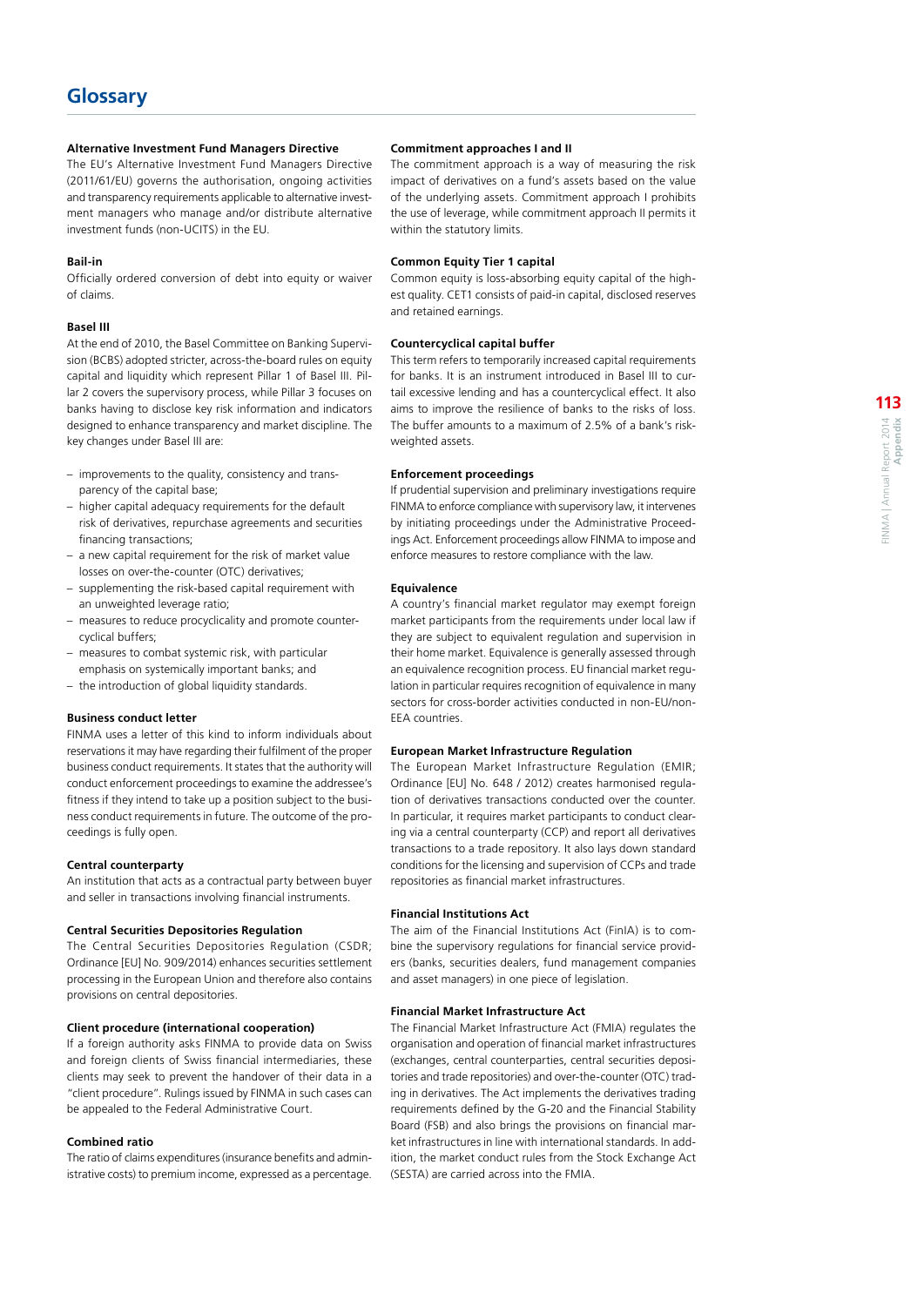# Glossary

### Alternative Investment Fund Managers Directive

The EU's Alternative Investment Fund Managers Directive (2011/61/EU) governs the authorisation, ongoing activities and transparency requirements applicable to alternative investment managers who manage and/or distribute alternative investment funds (non-UCITS) in the EU.

### Bail-in

Officially ordered conversion of debt into equity or waiver of claims.

### Basel III

At the end of 2010, the Basel Committee on Banking Supervision (BCBS) adopted stricter, across-the-board rules on equity capital and liquidity which represent Pillar 1 of Basel III. Pillar 2 covers the supervisory process, while Pillar 3 focuses on banks having to disclose key risk information and indicators designed to enhance transparency and market discipline. The key changes under Basel III are:

- improvements to the quality, consistency and transparency of the capital base;
- higher capital adequacy requirements for the default risk of derivatives, repurchase agreements and securities financing transactions;
- a new capital requirement for the risk of market value losses on over-the-counter (OTC) derivatives;
- supplementing the risk-based capital requirement with an unweighted leverage ratio;
- measures to reduce procyclicality and promote countercyclical buffers;
- measures to combat systemic risk, with particular emphasis on systemically important banks; and
- the introduction of global liquidity standards.

### Business conduct letter

FINMA uses a letter of this kind to inform individuals about reservations it may have regarding their fulfilment of the proper business conduct requirements. It states that the authority will conduct enforcement proceedings to examine the addressee's fitness if they intend to take up a position subject to the business conduct requirements in future. The outcome of the proceedings is fully open.

### Central counterparty

An institution that acts as a contractual party between buyer and seller in transactions involving financial instruments.

### Central Securities Depositories Regulation

The Central Securities Depositories Regulation (CSDR; Ordinance [EU] No. 909/2014) enhances securities settlement processing in the European Union and therefore also contains provisions on central depositories.

### Client procedure (international cooperation)

If a foreign authority asks FINMA to provide data on Swiss and foreign clients of Swiss financial intermediaries, these clients may seek to prevent the handover of their data in a "client procedure". Rulings issued by FINMA in such cases can be appealed to the Federal Administrative Court.

### Combined ratio

The ratio of claims expenditures (insurance benefits and administrative costs) to premium income, expressed as a percentage.

### Commitment approaches I and II

The commitment approach is a way of measuring the risk impact of derivatives on a fund's assets based on the value of the underlying assets. Commitment approach I prohibits the use of leverage, while commitment approach II permits it within the statutory limits.

### Common Equity Tier 1 capital

Common equity is loss-absorbing equity capital of the highest quality. CET1 consists of paid-in capital, disclosed reserves and retained earnings.

### Countercyclical capital buffer

This term refers to temporarily increased capital requirements for banks. It is an instrument introduced in Basel III to curtail excessive lending and has a countercyclical effect. It also aims to improve the resilience of banks to the risks of loss. The buffer amounts to a maximum of 2.5% of a bank's risk-weighted assets.

### Enforcement proceedings

If prudential supervision and preliminary investigations require FINMA to enforce compliance with supervisory law, it intervenes by initiating proceedings under the Administrative Proceedings Act. Enforcement proceedings allow FINMA to impose and enforce measures to restore compliance with the law.

### Equivalence

A country's financial market regulator may exempt foreign market participants from the requirements under local law if they are subject to equivalent regulation and supervision in their home market. Equivalence is generally assessed through an equivalence recognition process. EU financial market regulation in particular requires recognition of equivalence in many sectors for cross-border activities conducted in non-EU/non-EEA countries.

### European Market Infrastructure Regulation

The European Market Infrastructure Regulation (EMIR; Ordinance [EU] No. 648 / 2012) creates harmonised regulation of derivatives transactions conducted over the counter. In particular, it requires market participants to conduct clearing via a central counterparty (CCP) and report all derivatives transactions to a trade repository. It also lays down standard conditions for the licensing and supervision of CCPs and trade repositories as financial market infrastructures.

### Financial Institutions Act

The aim of the Financial Institutions Act (FinIA) is to combine the supervisory regulations for financial service providers (banks, securities dealers, fund management companies and asset managers) in one piece of legislation.

### Financial Market Infrastructure Act

The Financial Market Infrastructure Act (FMIA) regulates the organisation and operation of financial market infrastructures (exchanges, central counterparties, central securities depositories and trade repositories) and over-the-counter (OTC) trading in derivatives. The Act implements the derivatives trading requirements defined by the G-20 and the Financial Stability Board (FSB) and also brings the provisions on financial market infrastructures in line with international standards. In addition, the market conduct rules from the Stock Exchange Act (SESTA) are carried across into the FMIA.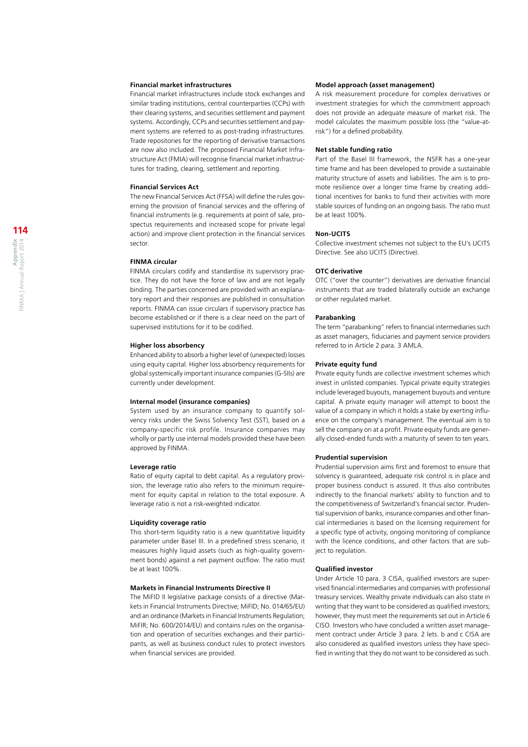**Financial market infrastructures**

Financial market infrastructures include stock exchanges and similar trading institutions, central counterparties (CCPs) with their clearing systems, and securities settlement and payment systems. Accordingly, CCPs and securities settlement and payment systems are referred to as post-trading infrastructures. Trade repositories for the reporting of derivative transactions are now also included. The proposed Financial Market Infrastructure Act (FMIA) will recognise financial market infrastructures for trading, clearing, settlement and reporting.

**Financial Services Act**

The new Financial Services Act (FFSA) will define the rules governing the provision of financial services and the offering of financial instruments (e.g. requirements at point of sale, prospectus requirements and increased scope for private legal action) and improve client protection in the financial services sector.

**FINMA circular**

FINMA circulars codify and standardise its supervisory practice. They do not have the force of law and are not legally binding. The parties concerned are provided with an explanatory report and their responses are published in consultation reports. FINMA can issue circulars if supervisory practice has become established or if there is a clear need on the part of supervised institutions for it to be codified.

**Higher loss absorbency**

Enhanced ability to absorb a higher level of (unexpected) losses using equity capital. Higher loss absorbency requirements for global systemically important insurance companies (G-SIIs) are currently under development.

**Internal model (insurance companies)**

System used by an insurance company to quantify solvency risks under the Swiss Solvency Test (SST), based on a company-specific risk profile. Insurance companies may wholly or partly use internal models provided these have been approved by FINMA.

**Leverage ratio**

Ratio of equity capital to debt capital. As a regulatory provision, the leverage ratio also refers to the minimum requirement for equity capital in relation to the total exposure. A leverage ratio is not a risk-weighted indicator.

**Liquidity coverage ratio**

This short-term liquidity ratio is a new quantitative liquidity parameter under Basel III. In a predefined stress scenario, it measures highly liquid assets (such as high-quality government bonds) against a net payment outflow. The ratio must be at least 100%.

**Markets in Financial Instruments Directive II**

The MiFID II legislative package consists of a directive (Markets in Financial Instruments Directive; MiFID; No. 014/65/EU) and an ordinance (Markets in Financial Instruments Regulation; MiFIR; No. 600/2014/EU) and contains rules on the organisation and operation of securities exchanges and their participants, as well as business conduct rules to protect investors when financial services are provided.

**Model approach (asset management)**

A risk measurement procedure for complex derivatives or investment strategies for which the commitment approach does not provide an adequate measure of market risk. The model calculates the maximum possible loss (the "value-at-risk") for a defined probability.

**Net stable funding ratio**

Part of the Basel III framework, the NSFR has a one-year time frame and has been developed to provide a sustainable maturity structure of assets and liabilities. The aim is to promote resilience over a longer time frame by creating additional incentives for banks to fund their activities with more stable sources of funding on an ongoing basis. The ratio must be at least 100%.

**Non-UCITS**

Collective investment schemes not subject to the EU's UCITS Directive. See also UCITS (Directive).

**OTC derivative**

OTC ("over the counter") derivatives are derivative financial instruments that are traded bilaterally outside an exchange or other regulated market.

**Parabanking**

The term "parabanking" refers to financial intermediaries such as asset managers, fiduciaries and payment service providers referred to in Article 2 para. 3 AMLA.

**Private equity fund**

Private equity funds are collective investment schemes which invest in unlisted companies. Typical private equity strategies include leveraged buyouts, management buyouts and venture capital. A private equity manager will attempt to boost the value of a company in which it holds a stake by exerting influence on the company's management. The eventual aim is to sell the company on at a profit. Private equity funds are generally closed-ended funds with a maturity of seven to ten years.

**Prudential supervision**

Prudential supervision aims first and foremost to ensure that solvency is guaranteed, adequate risk control is in place and proper business conduct is assured. It thus also contributes indirectly to the financial markets' ability to function and to the competitiveness of Switzerland's financial sector. Prudential supervision of banks, insurance companies and other financial intermediaries is based on the licensing requirement for a specific type of activity, ongoing monitoring of compliance with the licence conditions, and other factors that are subject to regulation.

**Qualified investor**

Under Article 10 para. 3 CISA, qualified investors are supervised financial intermediaries and companies with professional treasury services. Wealthy private individuals can also state in writing that they want to be considered as qualified investors; however, they must meet the requirements set out in Article 6 CISO. Investors who have concluded a written asset management contract under Article 3 para. 2 lets. b and c CISA are also considered as qualified investors unless they have specified in writing that they do not want to be considered as such.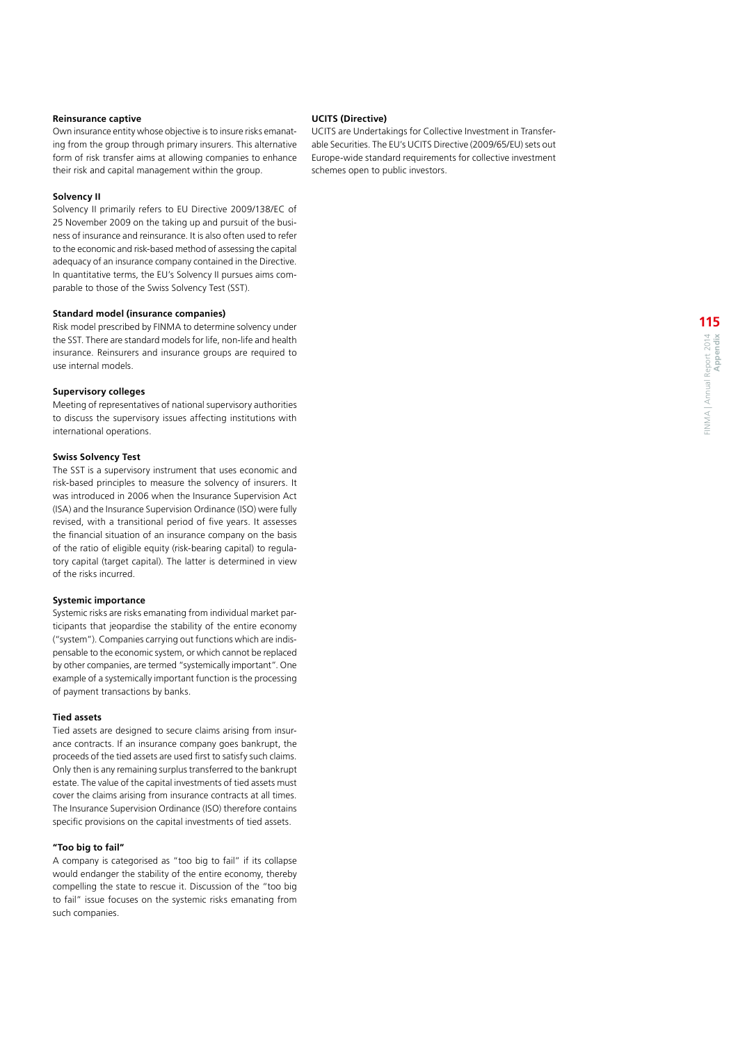#### Reinsurance captive

Own insurance entity whose objective is to insure risks emanating from the group through primary insurers. This alternative form of risk transfer aims at allowing companies to enhance their risk and capital management within the group.

#### Solvency II

Solvency II primarily refers to EU Directive 2009/138/EC of 25 November 2009 on the taking up and pursuit of the business of insurance and reinsurance. It is also often used to refer to the economic and risk-based method of assessing the capital adequacy of an insurance company contained in the Directive. In quantitative terms, the EU's Solvency II pursues aims comparable to those of the Swiss Solvency Test (SST).

#### Standard model (insurance companies)

Risk model prescribed by FINMA to determine solvency under the SST. There are standard models for life, non-life and health insurance. Reinsurers and insurance groups are required to use internal models.

#### Supervisory colleges

Meeting of representatives of national supervisory authorities to discuss the supervisory issues affecting institutions with international operations.

#### Swiss Solvency Test

The SST is a supervisory instrument that uses economic and risk-based principles to measure the solvency of insurers. It was introduced in 2006 when the Insurance Supervision Act (ISA) and the Insurance Supervision Ordinance (ISO) were fully revised, with a transitional period of five years. It assesses the financial situation of an insurance company on the basis of the ratio of eligible equity (risk-bearing capital) to regulatory capital (target capital). The latter is determined in view of the risks incurred.

#### Systemic importance

Systemic risks are risks emanating from individual market participants that jeopardise the stability of the entire economy ("system"). Companies carrying out functions which are indispensable to the economic system, or which cannot be replaced by other companies, are termed "systemically important". One example of a systemically important function is the processing of payment transactions by banks.

#### Tied assets

Tied assets are designed to secure claims arising from insurance contracts. If an insurance company goes bankrupt, the proceeds of the tied assets are used first to satisfy such claims. Only then is any remaining surplus transferred to the bankrupt estate. The value of the capital investments of tied assets must cover the claims arising from insurance contracts at all times. The Insurance Supervision Ordinance (ISO) therefore contains specific provisions on the capital investments of tied assets.

#### "Too big to fail"

A company is categorised as "too big to fail" if its collapse would endanger the stability of the entire economy, thereby compelling the state to rescue it. Discussion of the "too big to fail" issue focuses on the systemic risks emanating from such companies.

#### UCITS (Directive)

UCITS are Undertakings for Collective Investment in Transferable Securities. The EU's UCITS Directive (2009/65/EU) sets out Europe-wide standard requirements for collective investment schemes open to public investors.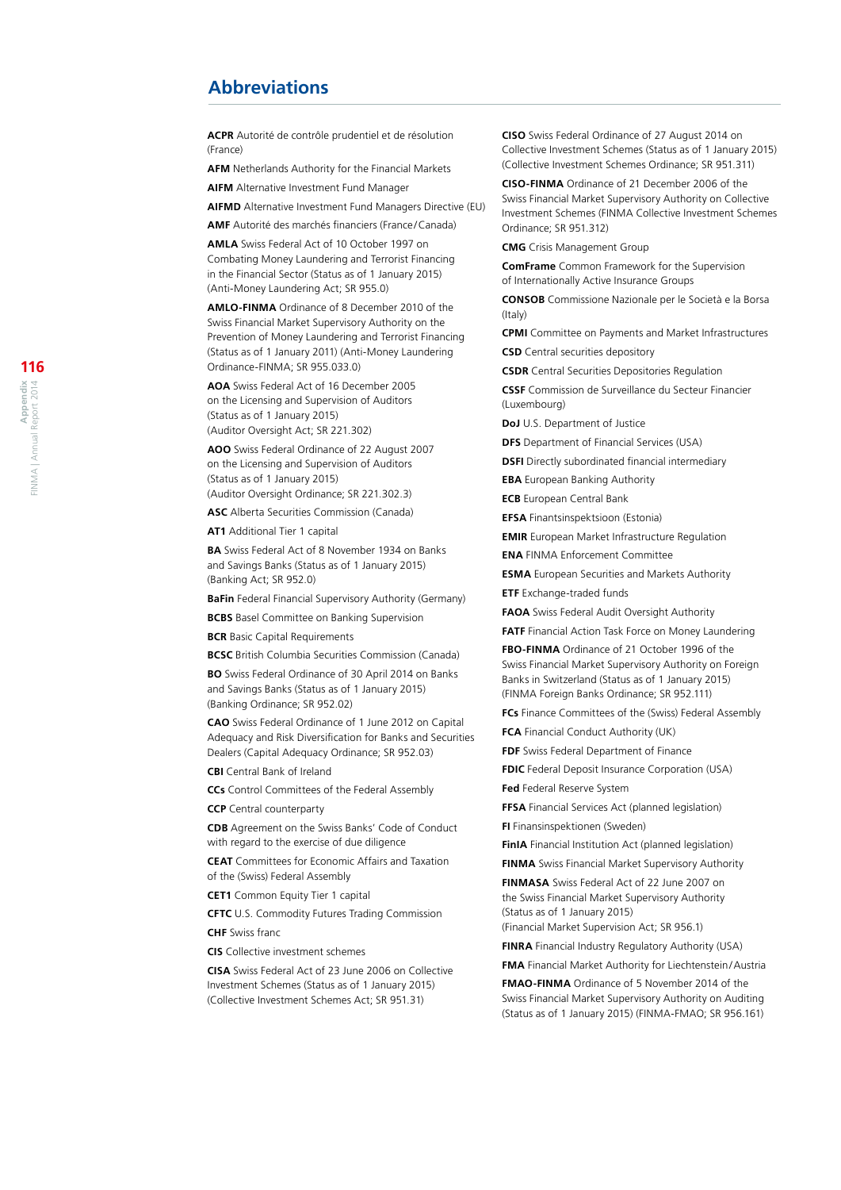## Abbreviations

**ACPR** Autorité de contrôle prudentiel et de résolution (France)

**AFM** Netherlands Authority for the Financial Markets

**AIFM** Alternative Investment Fund Manager

**AIFMD** Alternative Investment Fund Managers Directive (EU)

**AMF** Autorité des marchés financiers (France/Canada)

**AMLA** Swiss Federal Act of 10 October 1997 on Combating Money Laundering and Terrorist Financing in the Financial Sector (Status as of 1 January 2015) (Anti-Money Laundering Act; SR 955.0)

**AMLO-FINMA** Ordinance of 8 December 2010 of the Swiss Financial Market Supervisory Authority on the Prevention of Money Laundering and Terrorist Financing (Status as of 1 January 2011) (Anti-Money Laundering Ordinance-FINMA; SR 955.033.0)

**AOA** Swiss Federal Act of 16 December 2005 on the Licensing and Supervision of Auditors (Status as of 1 January 2015) (Auditor Oversight Act; SR 221.302)

**AOO** Swiss Federal Ordinance of 22 August 2007 on the Licensing and Supervision of Auditors (Status as of 1 January 2015) (Auditor Oversight Ordinance; SR 221.302.3)

**ASC** Alberta Securities Commission (Canada)

**AT1** Additional Tier 1 capital

**BA** Swiss Federal Act of 8 November 1934 on Banks and Savings Banks (Status as of 1 January 2015) (Banking Act; SR 952.0)

**BaFin** Federal Financial Supervisory Authority (Germany)

**BCBS** Basel Committee on Banking Supervision

**BCR** Basic Capital Requirements

**BCSC** British Columbia Securities Commission (Canada)

**BO** Swiss Federal Ordinance of 30 April 2014 on Banks and Savings Banks (Status as of 1 January 2015) (Banking Ordinance; SR 952.02)

**CAO** Swiss Federal Ordinance of 1 June 2012 on Capital Adequacy and Risk Diversification for Banks and Securities Dealers (Capital Adequacy Ordinance; SR 952.03)

**CBI** Central Bank of Ireland

**CCs** Control Committees of the Federal Assembly

**CCP** Central counterparty

**CDB** Agreement on the Swiss Banks' Code of Conduct with regard to the exercise of due diligence

**CEAT** Committees for Economic Affairs and Taxation of the (Swiss) Federal Assembly

**CET1** Common Equity Tier 1 capital

**CFTC** U.S. Commodity Futures Trading Commission

**CHF** Swiss franc

**CIS** Collective investment schemes

**CISA** Swiss Federal Act of 23 June 2006 on Collective Investment Schemes (Status as of 1 January 2015) (Collective Investment Schemes Act; SR 951.31)

**CISO** Swiss Federal Ordinance of 27 August 2014 on Collective Investment Schemes (Status as of 1 January 2015) (Collective Investment Schemes Ordinance; SR 951.311)

**CISO-FINMA** Ordinance of 21 December 2006 of the Swiss Financial Market Supervisory Authority on Collective Investment Schemes (FINMA Collective Investment Schemes Ordinance; SR 951.312)

**CMG** Crisis Management Group

**ComFrame** Common Framework for the Supervision of Internationally Active Insurance Groups

**CONSOB** Commissione Nazionale per le Società e la Borsa (Italy)

**CPMI** Committee on Payments and Market Infrastructures

**CSD** Central securities depository

**CSDR** Central Securities Depositories Regulation

**CSSF** Commission de Surveillance du Secteur Financier (Luxembourg)

**DoJ** U.S. Department of Justice

**DFS** Department of Financial Services (USA)

**DSFI** Directly subordinated financial intermediary

**EBA** European Banking Authority

**ECB** European Central Bank

**EFSA** Finantsinspektsioon (Estonia)

**EMIR** European Market Infrastructure Regulation

**ENA** FINMA Enforcement Committee

**ESMA** European Securities and Markets Authority

**ETF** Exchange-traded funds

**FAOA** Swiss Federal Audit Oversight Authority

**FATF** Financial Action Task Force on Money Laundering

**FBO-FINMA** Ordinance of 21 October 1996 of the Swiss Financial Market Supervisory Authority on Foreign Banks in Switzerland (Status as of 1 January 2015) (FINMA Foreign Banks Ordinance; SR 952.111)

**FCs** Finance Committees of the (Swiss) Federal Assembly

**FCA** Financial Conduct Authority (UK)

**FDF** Swiss Federal Department of Finance

**FDIC** Federal Deposit Insurance Corporation (USA)

**Fed** Federal Reserve System

**FFSA** Financial Services Act (planned legislation)

**FI** Finansinspektionen (Sweden)

**FinIA** Financial Institution Act (planned legislation)

**FINMA** Swiss Financial Market Supervisory Authority

**FINMASA** Swiss Federal Act of 22 June 2007 on the Swiss Financial Market Supervisory Authority (Status as of 1 January 2015) (Financial Market Supervision Act; SR 956.1)

**FINRA** Financial Industry Regulatory Authority (USA)

**FMA** Financial Market Authority for Liechtenstein/Austria

**FMAO-FINMA** Ordinance of 5 November 2014 of the Swiss Financial Market Supervisory Authority on Auditing (Status as of 1 January 2015) (FINMA-FMAO; SR 956.161)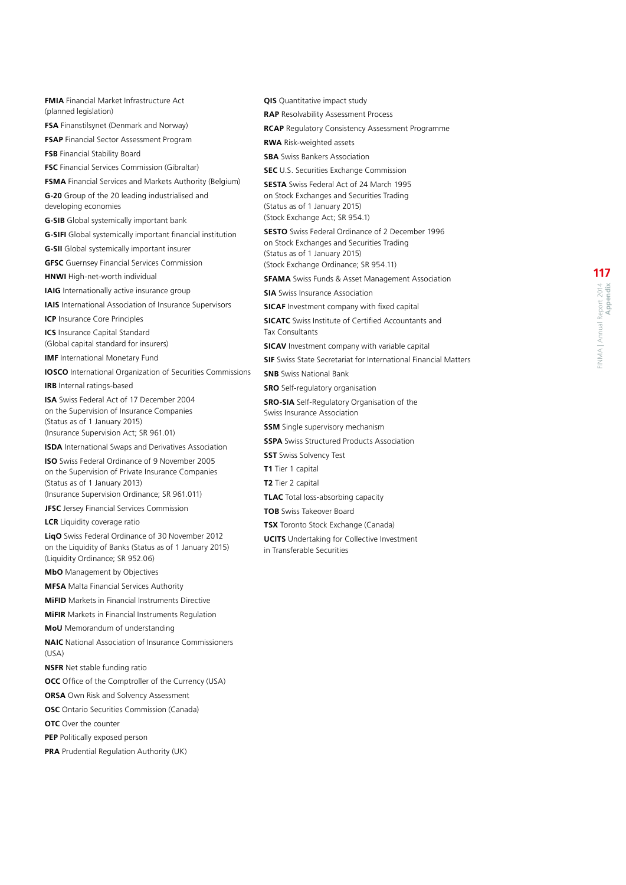**FMIA** Financial Market Infrastructure Act (planned legislation)

**FSA** Finanstilsynet (Denmark and Norway)

**FSAP** Financial Sector Assessment Program

**FSB** Financial Stability Board

**FSC** Financial Services Commission (Gibraltar)

**FSMA** Financial Services and Markets Authority (Belgium)

**G-20** Group of the 20 leading industrialised and developing economies

**G-SIB** Global systemically important bank

**G-SIFI** Global systemically important financial institution

**G-SII** Global systemically important insurer

**GFSC** Guernsey Financial Services Commission

**HNWI** High-net-worth individual

**IAIG** Internationally active insurance group

**IAIS** International Association of Insurance Supervisors

**ICP** Insurance Core Principles

**ICS** Insurance Capital Standard (Global capital standard for insurers)

**IMF** International Monetary Fund

**IOSCO** International Organization of Securities Commissions

**IRB** Internal ratings-based

**ISA** Swiss Federal Act of 17 December 2004 on the Supervision of Insurance Companies (Status as of 1 January 2015) (Insurance Supervision Act; SR 961.01)

**ISDA** International Swaps and Derivatives Association

**ISO** Swiss Federal Ordinance of 9 November 2005 on the Supervision of Private Insurance Companies (Status as of 1 January 2013) (Insurance Supervision Ordinance; SR 961.011)

**JFSC** Jersey Financial Services Commission

**LCR** Liquidity coverage ratio

**LiqO** Swiss Federal Ordinance of 30 November 2012 on the Liquidity of Banks (Status as of 1 January 2015) (Liquidity Ordinance; SR 952.06)

**MbO** Management by Objectives

**MFSA** Malta Financial Services Authority

**MiFID** Markets in Financial Instruments Directive

**MiFIR** Markets in Financial Instruments Regulation

**MoU** Memorandum of understanding

**NAIC** National Association of Insurance Commissioners (USA)

**NSFR** Net stable funding ratio

**OCC** Office of the Comptroller of the Currency (USA)

**ORSA** Own Risk and Solvency Assessment

**OSC** Ontario Securities Commission (Canada)

**OTC** Over the counter

**PEP** Politically exposed person

**PRA** Prudential Regulation Authority (UK)

**QIS** Quantitative impact study

**RAP** Resolvability Assessment Process

**RCAP** Regulatory Consistency Assessment Programme

**RWA** Risk-weighted assets

**SBA** Swiss Bankers Association

**SEC** U.S. Securities Exchange Commission

**SESTA** Swiss Federal Act of 24 March 1995 on Stock Exchanges and Securities Trading (Status as of 1 January 2015) (Stock Exchange Act; SR 954.1)

**SESTO** Swiss Federal Ordinance of 2 December 1996 on Stock Exchanges and Securities Trading (Status as of 1 January 2015) (Stock Exchange Ordinance; SR 954.11)

**SFAMA** Swiss Funds & Asset Management Association

**SIA** Swiss Insurance Association

**SICAF** Investment company with fixed capital

**SICATC** Swiss Institute of Certified Accountants and Tax Consultants

**SICAV** Investment company with variable capital

**SIF** Swiss State Secretariat for International Financial Matters

**SNB** Swiss National Bank

**SRO** Self-regulatory organisation

**SRO-SIA** Self-Regulatory Organisation of the Swiss Insurance Association

**SSM** Single supervisory mechanism

**SSPA** Swiss Structured Products Association

**SST** Swiss Solvency Test

**T1** Tier 1 capital

**T2** Tier 2 capital

**TLAC** Total loss-absorbing capacity

**TOB** Swiss Takeover Board

**TSX** Toronto Stock Exchange (Canada)

**UCITS** Undertaking for Collective Investment in Transferable Securities